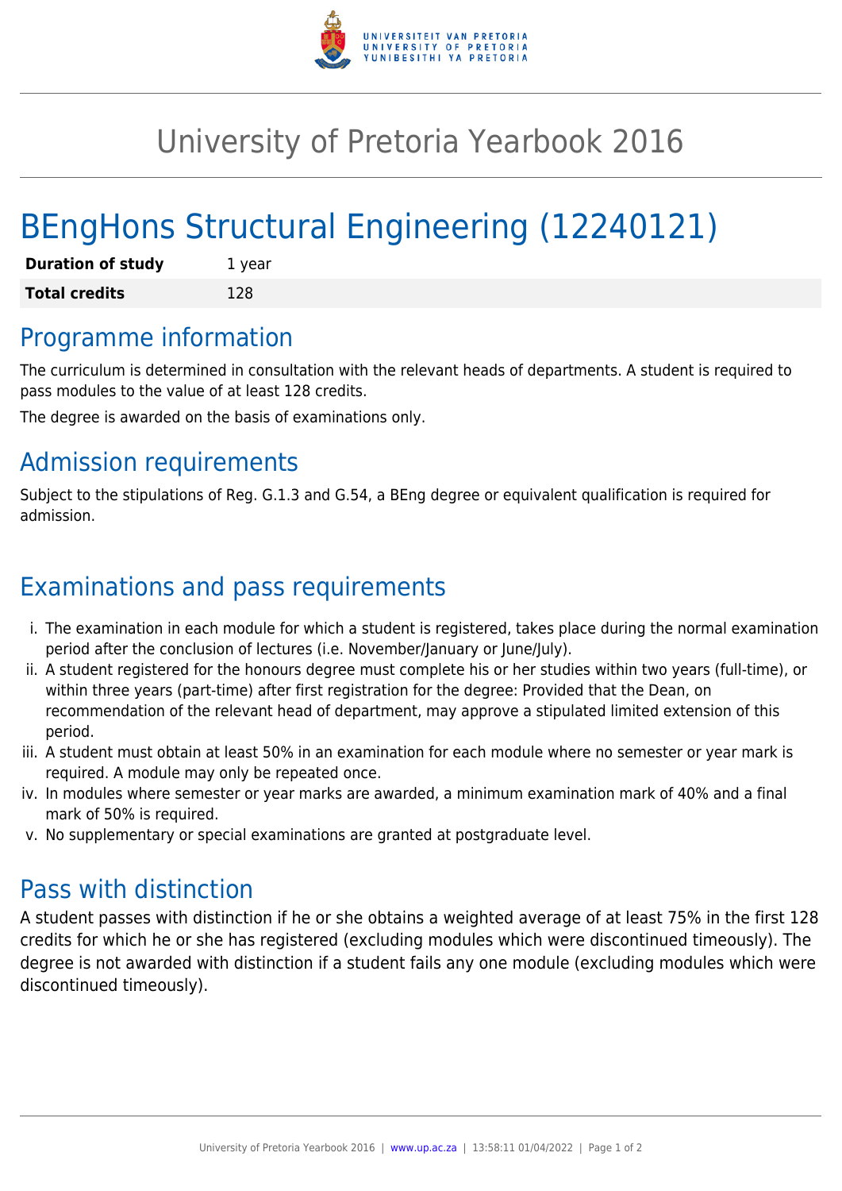# University of Pretoria Yearbook 2016

# BEngHons Structural Engineering (12240121)

| **Duration of study** | 1 year |
|---|---|
| **Total credits** | 128 |

## Programme information

The curriculum is determined in consultation with the relevant heads of departments. A student is required to pass modules to the value of at least 128 credits.

The degree is awarded on the basis of examinations only.

## Admission requirements

Subject to the stipulations of Reg. G.1.3 and G.54, a BEng degree or equivalent qualification is required for admission.

## Examinations and pass requirements

i. The examination in each module for which a student is registered, takes place during the normal examination period after the conclusion of lectures (i.e. November/January or June/July).

ii. A student registered for the honours degree must complete his or her studies within two years (full-time), or within three years (part-time) after first registration for the degree: Provided that the Dean, on recommendation of the relevant head of department, may approve a stipulated limited extension of this period.

iii. A student must obtain at least 50% in an examination for each module where no semester or year mark is required. A module may only be repeated once.

iv. In modules where semester or year marks are awarded, a minimum examination mark of 40% and a final mark of 50% is required.

v. No supplementary or special examinations are granted at postgraduate level.

## Pass with distinction

A student passes with distinction if he or she obtains a weighted average of at least 75% in the first 128 credits for which he or she has registered (excluding modules which were discontinued timeously). The degree is not awarded with distinction if a student fails any one module (excluding modules which were discontinued timeously).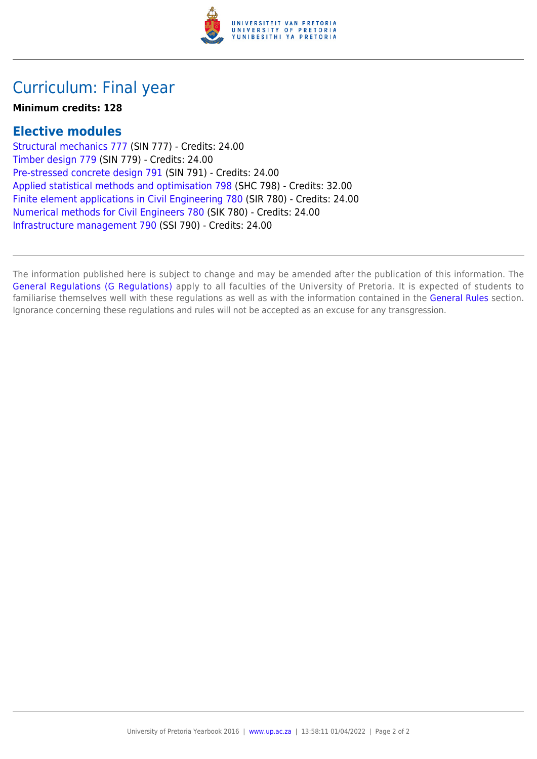# Curriculum: Final year

**Minimum credits: 128**

## Elective modules

Structural mechanics 777 (SIN 777) - Credits: 24.00
Timber design 779 (SIN 779) - Credits: 24.00
Pre-stressed concrete design 791 (SIN 791) - Credits: 24.00
Applied statistical methods and optimisation 798 (SHC 798) - Credits: 32.00
Finite element applications in Civil Engineering 780 (SIR 780) - Credits: 24.00
Numerical methods for Civil Engineers 780 (SIK 780) - Credits: 24.00
Infrastructure management 790 (SSI 790) - Credits: 24.00

---

The information published here is subject to change and may be amended after the publication of this information. The General Regulations (G Regulations) apply to all faculties of the University of Pretoria. It is expected of students to familiarise themselves well with these regulations as well as with the information contained in the General Rules section. Ignorance concerning these regulations and rules will not be accepted as an excuse for any transgression.